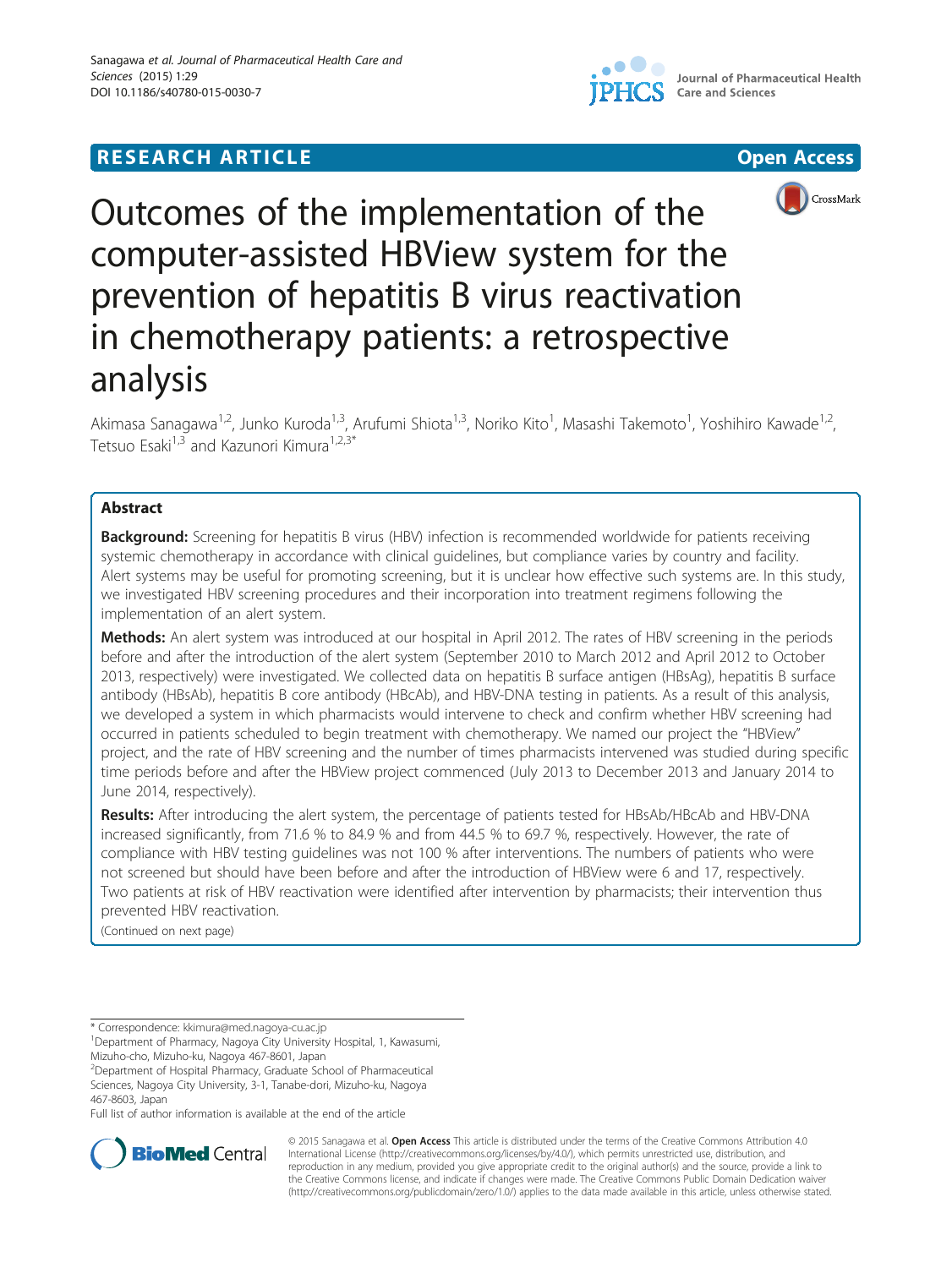RESEARCH ARTICLE

Open Access

# Outcomes of the implementation of the computer-assisted HBView system for the prevention of hepatitis B virus reactivation in chemotherapy patients: a retrospective analysis

Akimasa Sanagawa[1,2], Junko Kuroda[1,3], Arufumi Shiota[1,3], Noriko Kito[1], Masashi Takemoto[1], Yoshihiro Kawade[1,2], Tetsuo Esaki[1,3] and Kazunori Kimura[1,2,3*]

## Abstract

**Background:** Screening for hepatitis B virus (HBV) infection is recommended worldwide for patients receiving systemic chemotherapy in accordance with clinical guidelines, but compliance varies by country and facility. Alert systems may be useful for promoting screening, but it is unclear how effective such systems are. In this study, we investigated HBV screening procedures and their incorporation into treatment regimens following the implementation of an alert system.

**Methods:** An alert system was introduced at our hospital in April 2012. The rates of HBV screening in the periods before and after the introduction of the alert system (September 2010 to March 2012 and April 2012 to October 2013, respectively) were investigated. We collected data on hepatitis B surface antigen (HBsAg), hepatitis B surface antibody (HBsAb), hepatitis B core antibody (HBcAb), and HBV-DNA testing in patients. As a result of this analysis, we developed a system in which pharmacists would intervene to check and confirm whether HBV screening had occurred in patients scheduled to begin treatment with chemotherapy. We named our project the "HBView" project, and the rate of HBV screening and the number of times pharmacists intervened was studied during specific time periods before and after the HBView project commenced (July 2013 to December 2013 and January 2014 to June 2014, respectively).

**Results:** After introducing the alert system, the percentage of patients tested for HBsAb/HBcAb and HBV-DNA increased significantly, from 71.6 % to 84.9 % and from 44.5 % to 69.7 %, respectively. However, the rate of compliance with HBV testing guidelines was not 100 % after interventions. The numbers of patients who were not screened but should have been before and after the introduction of HBView were 6 and 17, respectively. Two patients at risk of HBV reactivation were identified after intervention by pharmacists; their intervention thus prevented HBV reactivation.

(Continued on next page)

---

* Correspondence: kkimura@med.nagoya-cu.ac.jp
[1]Department of Pharmacy, Nagoya City University Hospital, 1, Kawasumi, Mizuho-cho, Mizuho-ku, Nagoya 467-8601, Japan
[2]Department of Hospital Pharmacy, Graduate School of Pharmaceutical Sciences, Nagoya City University, 3-1, Tanabe-dori, Mizuho-ku, Nagoya 467-8603, Japan
Full list of author information is available at the end of the article

© 2015 Sanagawa et al. **Open Access** This article is distributed under the terms of the Creative Commons Attribution 4.0 International License (http://creativecommons.org/licenses/by/4.0/), which permits unrestricted use, distribution, and reproduction in any medium, provided you give appropriate credit to the original author(s) and the source, provide a link to the Creative Commons license, and indicate if changes were made. The Creative Commons Public Domain Dedication waiver (http://creativecommons.org/publicdomain/zero/1.0/) applies to the data made available in this article, unless otherwise stated.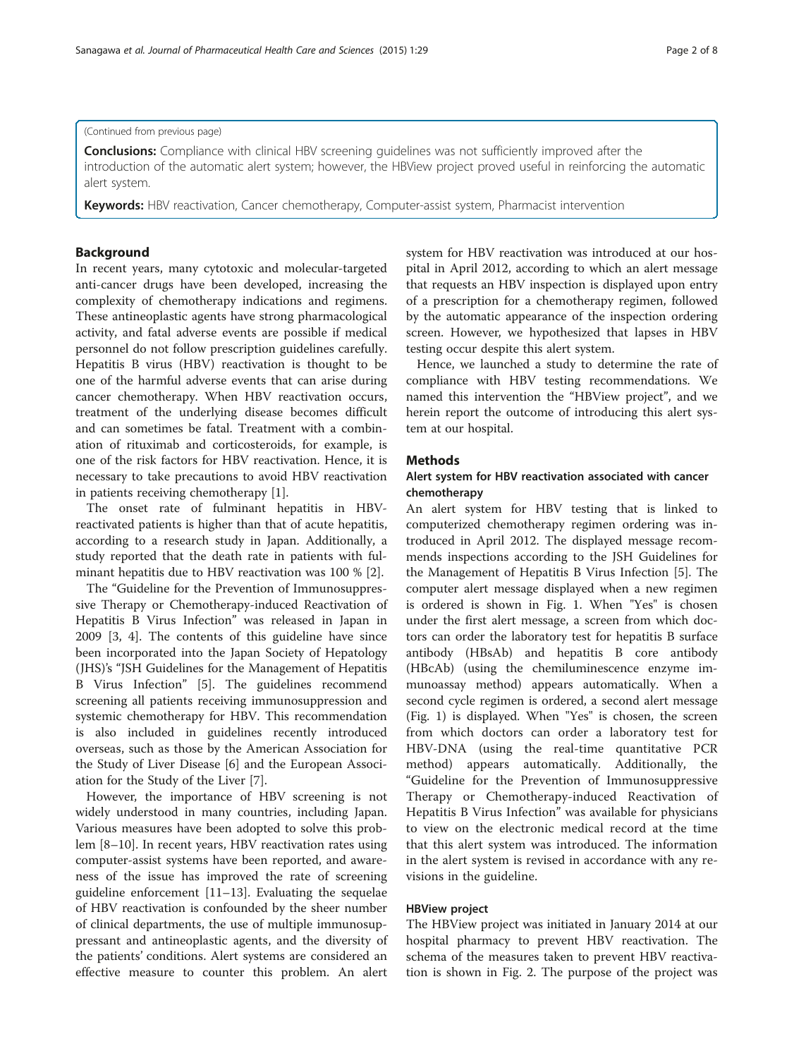(Continued from previous page)

**Conclusions:** Compliance with clinical HBV screening guidelines was not sufficiently improved after the introduction of the automatic alert system; however, the HBView project proved useful in reinforcing the automatic alert system.

**Keywords:** HBV reactivation, Cancer chemotherapy, Computer-assist system, Pharmacist intervention

## Background

In recent years, many cytotoxic and molecular-targeted anti-cancer drugs have been developed, increasing the complexity of chemotherapy indications and regimens. These antineoplastic agents have strong pharmacological activity, and fatal adverse events are possible if medical personnel do not follow prescription guidelines carefully. Hepatitis B virus (HBV) reactivation is thought to be one of the harmful adverse events that can arise during cancer chemotherapy. When HBV reactivation occurs, treatment of the underlying disease becomes difficult and can sometimes be fatal. Treatment with a combination of rituximab and corticosteroids, for example, is one of the risk factors for HBV reactivation. Hence, it is necessary to take precautions to avoid HBV reactivation in patients receiving chemotherapy [1].

The onset rate of fulminant hepatitis in HBV-reactivated patients is higher than that of acute hepatitis, according to a research study in Japan. Additionally, a study reported that the death rate in patients with fulminant hepatitis due to HBV reactivation was 100 % [2].

The "Guideline for the Prevention of Immunosuppressive Therapy or Chemotherapy-induced Reactivation of Hepatitis B Virus Infection" was released in Japan in 2009 [3, 4]. The contents of this guideline have since been incorporated into the Japan Society of Hepatology (JHS)'s "JSH Guidelines for the Management of Hepatitis B Virus Infection" [5]. The guidelines recommend screening all patients receiving immunosuppression and systemic chemotherapy for HBV. This recommendation is also included in guidelines recently introduced overseas, such as those by the American Association for the Study of Liver Disease [6] and the European Association for the Study of the Liver [7].

However, the importance of HBV screening is not widely understood in many countries, including Japan. Various measures have been adopted to solve this problem [8–10]. In recent years, HBV reactivation rates using computer-assist systems have been reported, and awareness of the issue has improved the rate of screening guideline enforcement [11–13]. Evaluating the sequelae of HBV reactivation is confounded by the sheer number of clinical departments, the use of multiple immunosuppressant and antineoplastic agents, and the diversity of the patients' conditions. Alert systems are considered an effective measure to counter this problem. An alert system for HBV reactivation was introduced at our hospital in April 2012, according to which an alert message that requests an HBV inspection is displayed upon entry of a prescription for a chemotherapy regimen, followed by the automatic appearance of the inspection ordering screen. However, we hypothesized that lapses in HBV testing occur despite this alert system.

Hence, we launched a study to determine the rate of compliance with HBV testing recommendations. We named this intervention the "HBView project", and we herein report the outcome of introducing this alert system at our hospital.

## Methods

### Alert system for HBV reactivation associated with cancer chemotherapy

An alert system for HBV testing that is linked to computerized chemotherapy regimen ordering was introduced in April 2012. The displayed message recommends inspections according to the JSH Guidelines for the Management of Hepatitis B Virus Infection [5]. The computer alert message displayed when a new regimen is ordered is shown in Fig. 1. When "Yes" is chosen under the first alert message, a screen from which doctors can order the laboratory test for hepatitis B surface antibody (HBsAb) and hepatitis B core antibody (HBcAb) (using the chemiluminescence enzyme immunoassay method) appears automatically. When a second cycle regimen is ordered, a second alert message (Fig. 1) is displayed. When "Yes" is chosen, the screen from which doctors can order a laboratory test for HBV-DNA (using the real-time quantitative PCR method) appears automatically. Additionally, the "Guideline for the Prevention of Immunosuppressive Therapy or Chemotherapy-induced Reactivation of Hepatitis B Virus Infection" was available for physicians to view on the electronic medical record at the time that this alert system was introduced. The information in the alert system is revised in accordance with any revisions in the guideline.

### HBView project

The HBView project was initiated in January 2014 at our hospital pharmacy to prevent HBV reactivation. The schema of the measures taken to prevent HBV reactivation is shown in Fig. 2. The purpose of the project was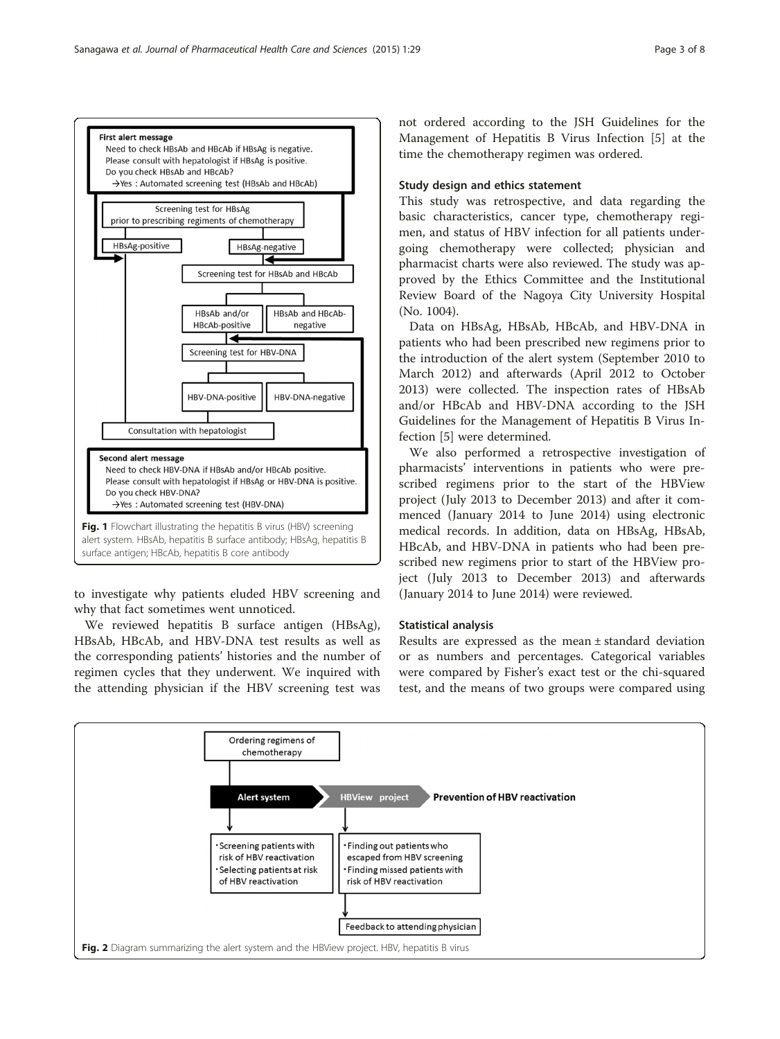**Fig. 1** Flowchart illustrating the hepatitis B virus (HBV) screening alert system. HBsAb, hepatitis B surface antibody; HBsAg, hepatitis B surface antigen; HBcAb, hepatitis B core antibody

to investigate why patients eluded HBV screening and why that fact sometimes went unnoticed.

We reviewed hepatitis B surface antigen (HBsAg), HBsAb, HBcAb, and HBV-DNA test results as well as the corresponding patients' histories and the number of regimen cycles that they underwent. We inquired with the attending physician if the HBV screening test was not ordered according to the JSH Guidelines for the Management of Hepatitis B Virus Infection [5] at the time the chemotherapy regimen was ordered.

### Study design and ethics statement

This study was retrospective, and data regarding the basic characteristics, cancer type, chemotherapy regimen, and status of HBV infection for all patients undergoing chemotherapy were collected; physician and pharmacist charts were also reviewed. The study was approved by the Ethics Committee and the Institutional Review Board of the Nagoya City University Hospital (No. 1004).

Data on HBsAg, HBsAb, HBcAb, and HBV-DNA in patients who had been prescribed new regimens prior to the introduction of the alert system (September 2010 to March 2012) and afterwards (April 2012 to October 2013) were collected. The inspection rates of HBsAb and/or HBcAb and HBV-DNA according to the JSH Guidelines for the Management of Hepatitis B Virus Infection [5] were determined.

We also performed a retrospective investigation of pharmacists' interventions in patients who were prescribed regimens prior to the start of the HBView project (July 2013 to December 2013) and after it commenced (January 2014 to June 2014) using electronic medical records. In addition, data on HBsAg, HBsAb, HBcAb, and HBV-DNA in patients who had been prescribed new regimens prior to start of the HBView project (July 2013 to December 2013) and afterwards (January 2014 to June 2014) were reviewed.

### Statistical analysis

Results are expressed as the mean ± standard deviation or as numbers and percentages. Categorical variables were compared by Fisher's exact test or the chi-squared test, and the means of two groups were compared using

**Fig. 2** Diagram summarizing the alert system and the HBView project. HBV, hepatitis B virus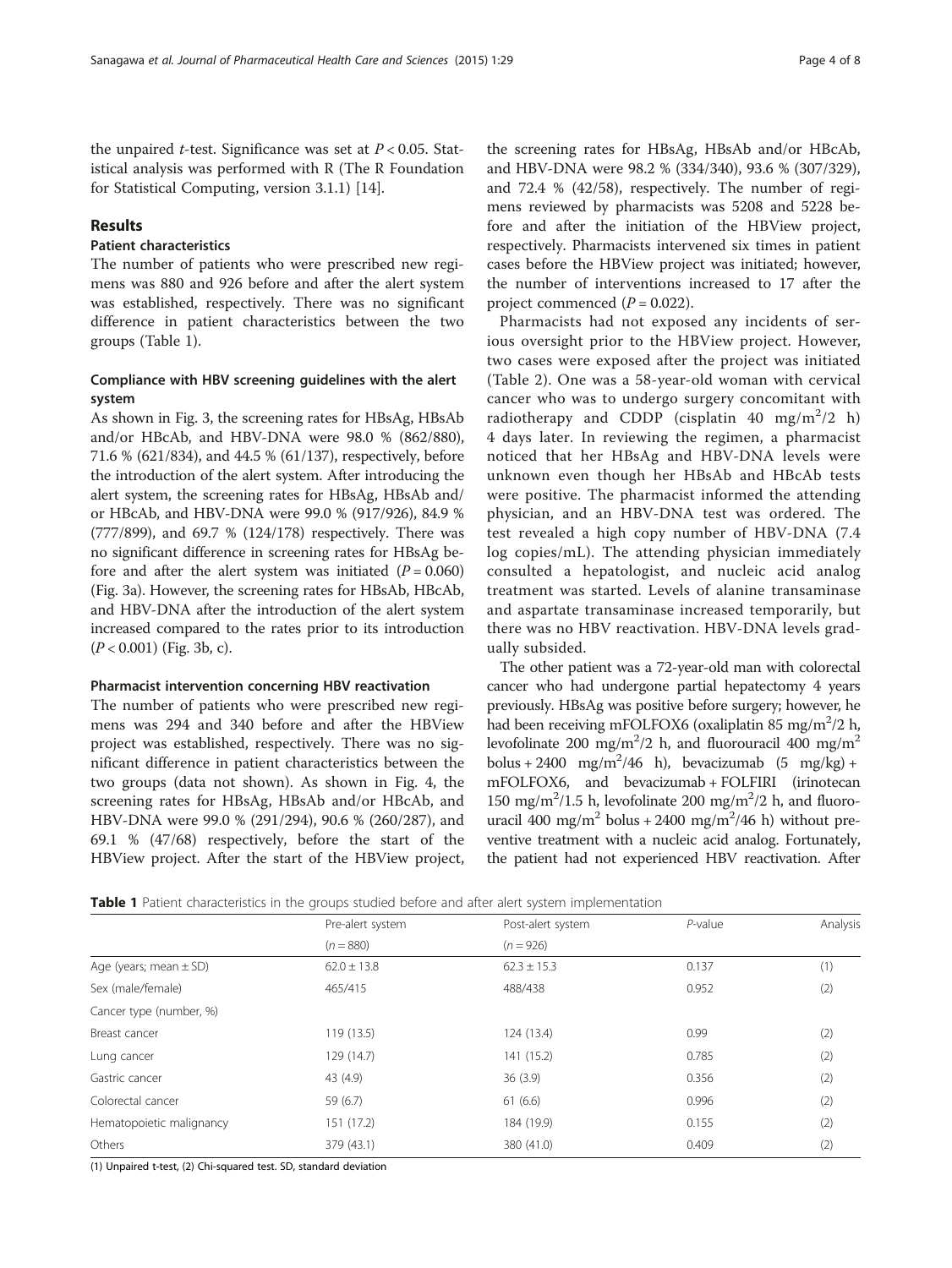the unpaired *t*-test. Significance was set at $P < 0.05$. Statistical analysis was performed with R (The R Foundation for Statistical Computing, version 3.1.1) [14].

## Results

### Patient characteristics

The number of patients who were prescribed new regimens was 880 and 926 before and after the alert system was established, respectively. There was no significant difference in patient characteristics between the two groups (Table 1).

### Compliance with HBV screening guidelines with the alert system

As shown in Fig. 3, the screening rates for HBsAg, HBsAb and/or HBcAb, and HBV-DNA were 98.0 % (862/880), 71.6 % (621/834), and 44.5 % (61/137), respectively, before the introduction of the alert system. After introducing the alert system, the screening rates for HBsAg, HBsAb and/or HBcAb, and HBV-DNA were 99.0 % (917/926), 84.9 % (777/899), and 69.7 % (124/178) respectively. There was no significant difference in screening rates for HBsAg before and after the alert system was initiated ($P = 0.060$) (Fig. 3a). However, the screening rates for HBsAb, HBcAb, and HBV-DNA after the introduction of the alert system increased compared to the rates prior to its introduction ($P < 0.001$) (Fig. 3b, c).

### Pharmacist intervention concerning HBV reactivation

The number of patients who were prescribed new regimens was 294 and 340 before and after the HBView project was established, respectively. There was no significant difference in patient characteristics between the two groups (data not shown). As shown in Fig. 4, the screening rates for HBsAg, HBsAb and/or HBcAb, and HBV-DNA were 99.0 % (291/294), 90.6 % (260/287), and 69.1 % (47/68) respectively, before the start of the HBView project. After the start of the HBView project, the screening rates for HBsAg, HBsAb and/or HBcAb, and HBV-DNA were 98.2 % (334/340), 93.6 % (307/329), and 72.4 % (42/58), respectively. The number of regimens reviewed by pharmacists was 5208 and 5228 before and after the initiation of the HBView project, respectively. Pharmacists intervened six times in patient cases before the HBView project was initiated; however, the number of interventions increased to 17 after the project commenced ($P = 0.022$).

Pharmacists had not exposed any incidents of serious oversight prior to the HBView project. However, two cases were exposed after the project was initiated (Table 2). One was a 58-year-old woman with cervical cancer who was to undergo surgery concomitant with radiotherapy and CDDP (cisplatin 40 $mg/m^2/2$ h) 4 days later. In reviewing the regimen, a pharmacist noticed that her HBsAg and HBV-DNA levels were unknown even though her HBsAb and HBcAb tests were positive. The pharmacist informed the attending physician, and an HBV-DNA test was ordered. The test revealed a high copy number of HBV-DNA (7.4 log copies/mL). The attending physician immediately consulted a hepatologist, and nucleic acid analog treatment was started. Levels of alanine transaminase and aspartate transaminase increased temporarily, but there was no HBV reactivation. HBV-DNA levels gradually subsided.

The other patient was a 72-year-old man with colorectal cancer who had undergone partial hepatectomy 4 years previously. HBsAg was positive before surgery; however, he had been receiving mFOLFOX6 (oxaliplatin 85 $mg/m^2/2$ h, levofolinate 200 $mg/m^2/2$ h, and fluorouracil 400 $mg/m^2$ bolus + 2400 $mg/m^2/46$ h), bevacizumab (5 mg/kg) + mFOLFOX6, and bevacizumab + FOLFIRI (irinotecan 150 $mg/m^2/1.5$ h, levofolinate 200 $mg/m^2/2$ h, and fluorouracil 400 $mg/m^2$ bolus + 2400 $mg/m^2/46$ h) without preventive treatment with a nucleic acid analog. Fortunately, the patient had not experienced HBV reactivation. After

**Table 1** Patient characteristics in the groups studied before and after alert system implementation

| | Pre-alert system ($n = 880$) | Post-alert system ($n = 926$) | *P*-value | Analysis |
|---|---|---|---|---|
| Age (years; mean ± SD) | 62.0 ± 13.8 | 62.3 ± 15.3 | 0.137 | (1) |
| Sex (male/female) | 465/415 | 488/438 | 0.952 | (2) |
| Cancer type (number, %) | | | | |
| Breast cancer | 119 (13.5) | 124 (13.4) | 0.99 | (2) |
| Lung cancer | 129 (14.7) | 141 (15.2) | 0.785 | (2) |
| Gastric cancer | 43 (4.9) | 36 (3.9) | 0.356 | (2) |
| Colorectal cancer | 59 (6.7) | 61 (6.6) | 0.996 | (2) |
| Hematopoietic malignancy | 151 (17.2) | 184 (19.9) | 0.155 | (2) |
| Others | 379 (43.1) | 380 (41.0) | 0.409 | (2) |

(1) Unpaired t-test, (2) Chi-squared test. SD, standard deviation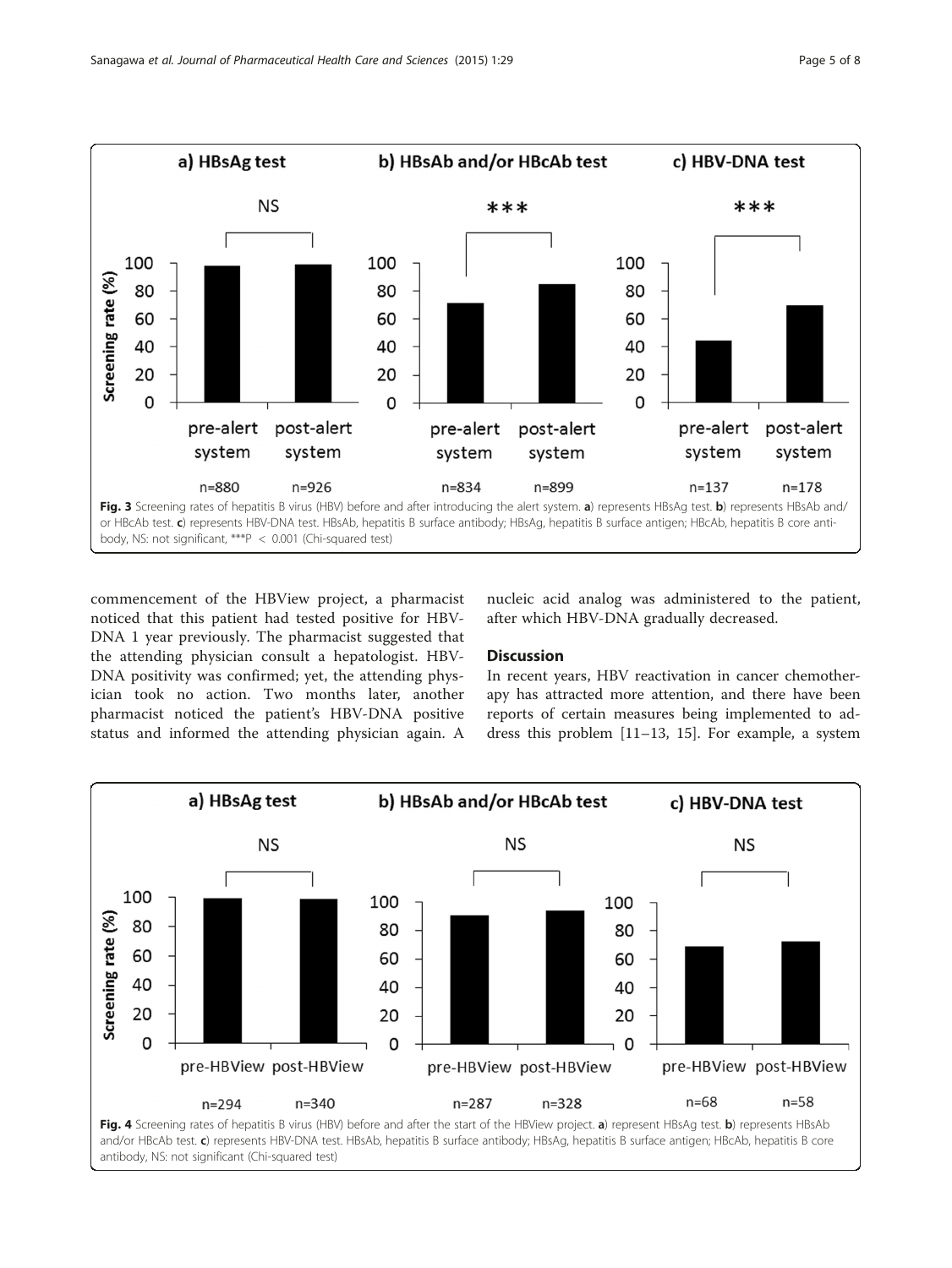Fig. 3 Screening rates of hepatitis B virus (HBV) before and after introducing the alert system. **a**) represents HBsAg test. **b**) represents HBsAb and/or HBcAb test. **c**) represents HBV-DNA test. HBsAb, hepatitis B surface antibody; HBsAg, hepatitis B surface antigen; HBcAb, hepatitis B core antibody, NS: not significant, ***P < 0.001 (Chi-squared test)

commencement of the HBView project, a pharmacist noticed that this patient had tested positive for HBV-DNA 1 year previously. The pharmacist suggested that the attending physician consult a hepatologist. HBV-DNA positivity was confirmed; yet, the attending physician took no action. Two months later, another pharmacist noticed the patient's HBV-DNA positive status and informed the attending physician again. A nucleic acid analog was administered to the patient, after which HBV-DNA gradually decreased.

## Discussion

In recent years, HBV reactivation in cancer chemotherapy has attracted more attention, and there have been reports of certain measures being implemented to address this problem [11–13, 15]. For example, a system

Fig. 4 Screening rates of hepatitis B virus (HBV) before and after the start of the HBView project. **a**) represent HBsAg test. **b**) represents HBsAb and/or HBcAb test. **c**) represents HBV-DNA test. HBsAb, hepatitis B surface antibody; HBsAg, hepatitis B surface antigen; HBcAb, hepatitis B core antibody, NS: not significant (Chi-squared test)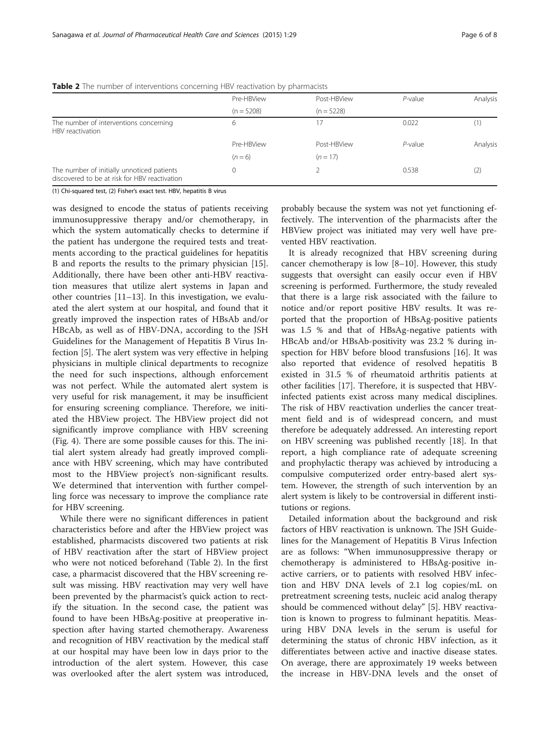**Table 2** The number of interventions concerning HBV reactivation by pharmacists

| | Pre-HBView | Post-HBView | *P*-value | Analysis |
|---|---|---|---|---|
| | ($n = 5208$) | ($n = 5228$) | | |
| The number of interventions concerning HBV reactivation | 6 | 17 | 0.022 | (1) |
| | Pre-HBView | Post-HBView | *P*-value | Analysis |
| | ($n = 6$) | ($n = 17$) | | |
| The number of initially unnoticed patients discovered to be at risk for HBV reactivation | 0 | 2 | 0.538 | (2) |

(1) Chi-squared test, (2) Fisher's exact test. HBV, hepatitis B virus

was designed to encode the status of patients receiving immunosuppressive therapy and/or chemotherapy, in which the system automatically checks to determine if the patient has undergone the required tests and treatments according to the practical guidelines for hepatitis B and reports the results to the primary physician [15]. Additionally, there have been other anti-HBV reactivation measures that utilize alert systems in Japan and other countries [11–13]. In this investigation, we evaluated the alert system at our hospital, and found that it greatly improved the inspection rates of HBsAb and/or HBcAb, as well as of HBV-DNA, according to the JSH Guidelines for the Management of Hepatitis B Virus Infection [5]. The alert system was very effective in helping physicians in multiple clinical departments to recognize the need for such inspections, although enforcement was not perfect. While the automated alert system is very useful for risk management, it may be insufficient for ensuring screening compliance. Therefore, we initiated the HBView project. The HBView project did not significantly improve compliance with HBV screening (Fig. 4). There are some possible causes for this. The initial alert system already had greatly improved compliance with HBV screening, which may have contributed most to the HBView project's non-significant results. We determined that intervention with further compelling force was necessary to improve the compliance rate for HBV screening.

While there were no significant differences in patient characteristics before and after the HBView project was established, pharmacists discovered two patients at risk of HBV reactivation after the start of HBView project who were not noticed beforehand (Table 2). In the first case, a pharmacist discovered that the HBV screening result was missing. HBV reactivation may very well have been prevented by the pharmacist's quick action to rectify the situation. In the second case, the patient was found to have been HBsAg-positive at preoperative inspection after having started chemotherapy. Awareness and recognition of HBV reactivation by the medical staff at our hospital may have been low in days prior to the introduction of the alert system. However, this case was overlooked after the alert system was introduced, probably because the system was not yet functioning effectively. The intervention of the pharmacists after the HBView project was initiated may very well have prevented HBV reactivation.

It is already recognized that HBV screening during cancer chemotherapy is low [8–10]. However, this study suggests that oversight can easily occur even if HBV screening is performed. Furthermore, the study revealed that there is a large risk associated with the failure to notice and/or report positive HBV results. It was reported that the proportion of HBsAg-positive patients was 1.5 % and that of HBsAg-negative patients with HBcAb and/or HBsAb-positivity was 23.2 % during inspection for HBV before blood transfusions [16]. It was also reported that evidence of resolved hepatitis B existed in 31.5 % of rheumatoid arthritis patients at other facilities [17]. Therefore, it is suspected that HBV-infected patients exist across many medical disciplines. The risk of HBV reactivation underlies the cancer treatment field and is of widespread concern, and must therefore be adequately addressed. An interesting report on HBV screening was published recently [18]. In that report, a high compliance rate of adequate screening and prophylactic therapy was achieved by introducing a compulsive computerized order entry-based alert system. However, the strength of such intervention by an alert system is likely to be controversial in different institutions or regions.

Detailed information about the background and risk factors of HBV reactivation is unknown. The JSH Guidelines for the Management of Hepatitis B Virus Infection are as follows: "When immunosuppressive therapy or chemotherapy is administered to HBsAg-positive inactive carriers, or to patients with resolved HBV infection and HBV DNA levels of 2.1 log copies/mL on pretreatment screening tests, nucleic acid analog therapy should be commenced without delay" [5]. HBV reactivation is known to progress to fulminant hepatitis. Measuring HBV DNA levels in the serum is useful for determining the status of chronic HBV infection, as it differentiates between active and inactive disease states. On average, there are approximately 19 weeks between the increase in HBV-DNA levels and the onset of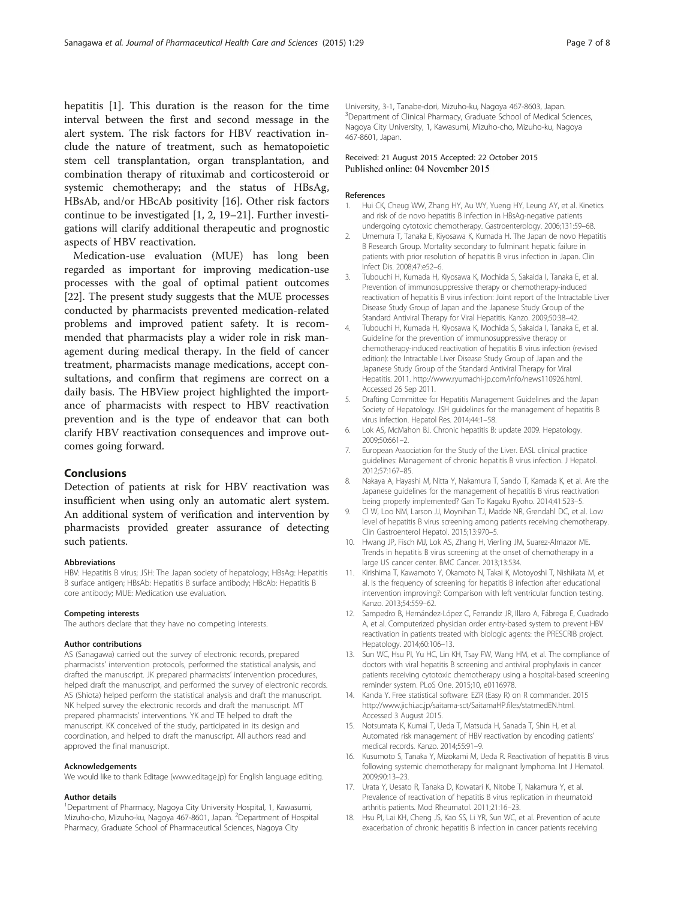hepatitis [1]. This duration is the reason for the time interval between the first and second message in the alert system. The risk factors for HBV reactivation include the nature of treatment, such as hematopoietic stem cell transplantation, organ transplantation, and combination therapy of rituximab and corticosteroid or systemic chemotherapy; and the status of HBsAg, HBsAb, and/or HBcAb positivity [16]. Other risk factors continue to be investigated [1, 2, 19–21]. Further investigations will clarify additional therapeutic and prognostic aspects of HBV reactivation.

Medication-use evaluation (MUE) has long been regarded as important for improving medication-use processes with the goal of optimal patient outcomes [22]. The present study suggests that the MUE processes conducted by pharmacists prevented medication-related problems and improved patient safety. It is recommended that pharmacists play a wider role in risk management during medical therapy. In the field of cancer treatment, pharmacists manage medications, accept consultations, and confirm that regimens are correct on a daily basis. The HBView project highlighted the importance of pharmacists with respect to HBV reactivation prevention and is the type of endeavor that can both clarify HBV reactivation consequences and improve outcomes going forward.

## Conclusions

Detection of patients at risk for HBV reactivation was insufficient when using only an automatic alert system. An additional system of verification and intervention by pharmacists provided greater assurance of detecting such patients.

#### Abbreviations

HBV: Hepatitis B virus; JSH: The Japan society of hepatology; HBsAg: Hepatitis B surface antigen; HBsAb: Hepatitis B surface antibody; HBcAb: Hepatitis B core antibody; MUE: Medication use evaluation.

#### Competing interests

The authors declare that they have no competing interests.

#### Author contributions

AS (Sanagawa) carried out the survey of electronic records, prepared pharmacists' intervention protocols, performed the statistical analysis, and drafted the manuscript. JK prepared pharmacists' intervention procedures, helped draft the manuscript, and performed the survey of electronic records. AS (Shiota) helped perform the statistical analysis and draft the manuscript. NK helped survey the electronic records and draft the manuscript. MT prepared pharmacists' interventions. YK and TE helped to draft the manuscript. KK conceived of the study, participated in its design and coordination, and helped to draft the manuscript. All authors read and approved the final manuscript.

#### Acknowledgements

We would like to thank Editage (www.editage.jp) for English language editing.

#### Author details

[1]Department of Pharmacy, Nagoya City University Hospital, 1, Kawasumi, Mizuho-cho, Mizuho-ku, Nagoya 467-8601, Japan. [2]Department of Hospital Pharmacy, Graduate School of Pharmaceutical Sciences, Nagoya City University, 3-1, Tanabe-dori, Mizuho-ku, Nagoya 467-8603, Japan. [3]Department of Clinical Pharmacy, Graduate School of Medical Sciences, Nagoya City University, 1, Kawasumi, Mizuho-cho, Mizuho-ku, Nagoya 467-8601, Japan.

Received: 21 August 2015 Accepted: 22 October 2015
Published online: 04 November 2015

#### References

1. Hui CK, Cheug WW, Zhang HY, Au WY, Yueng HY, Leung AY, et al. Kinetics and risk of de novo hepatitis B infection in HBsAg-negative patients undergoing cytotoxic chemotherapy. Gastroenterology. 2006;131:59–68.
2. Umemura T, Tanaka E, Kiyosawa K, Kumada H. The Japan de novo Hepatitis B Research Group. Mortality secondary to fulminant hepatic failure in patients with prior resolution of hepatitis B virus infection in Japan. Clin Infect Dis. 2008;47:e52–6.
3. Tubouchi H, Kumada H, Kiyosawa K, Mochida S, Sakaida I, Tanaka E, et al. Prevention of immunosuppressive therapy or chemotherapy-induced reactivation of hepatitis B virus infection: Joint report of the Intractable Liver Disease Study Group of Japan and the Japanese Study Group of the Standard Antiviral Therapy for Viral Hepatitis. Kanzo. 2009;50:38–42.
4. Tubouchi H, Kumada H, Kiyosawa K, Mochida S, Sakaida I, Tanaka E, et al. Guideline for the prevention of immunosuppressive therapy or chemotherapy-induced reactivation of hepatitis B virus infection (revised edition): the Intractable Liver Disease Study Group of Japan and the Japanese Study Group of the Standard Antiviral Therapy for Viral Hepatitis. 2011. http://www.ryumachi-jp.com/info/news110926.html. Accessed 26 Sep 2011.
5. Drafting Committee for Hepatitis Management Guidelines and the Japan Society of Hepatology. JSH guidelines for the management of hepatitis B virus infection. Hepatol Res. 2014;44:1–58.
6. Lok AS, McMahon BJ. Chronic hepatitis B: update 2009. Hepatology. 2009;50:661–2.
7. European Association for the Study of the Liver. EASL clinical practice guidelines: Management of chronic hepatitis B virus infection. J Hepatol. 2012;57:167–85.
8. Nakaya A, Hayashi M, Nitta Y, Nakamura T, Sando T, Kamada K, et al. Are the Japanese guidelines for the management of hepatitis B virus reactivation being properly implemented? Gan To Kagaku Ryoho. 2014;41:523–5.
9. Cl W, Loo NM, Larson JJ, Moynihan TJ, Madde NR, Grendahl DC, et al. Low level of hepatitis B virus screening among patients receiving chemotherapy. Clin Gastroenterol Hepatol. 2015;13:970–5.
10. Hwang JP, Fisch MJ, Lok AS, Zhang H, Vierling JM, Suarez-Almazor ME. Trends in hepatitis B virus screening at the onset of chemotherapy in a large US cancer center. BMC Cancer. 2013;13:534.
11. Kirishima T, Kawamoto Y, Okamoto N, Takai K, Motoyoshi T, Nishikata M, et al. Is the frequency of screening for hepatitis B infection after educational intervention improving?: Comparison with left ventricular function testing. Kanzo. 2013;54:559–62.
12. Sampedro B, Hernández-López C, Ferrandiz JR, Illaro A, Fábrega E, Cuadrado A, et al. Computerized physician order entry-based system to prevent HBV reactivation in patients treated with biologic agents: the PRESCRIB project. Hepatology. 2014;60:106–13.
13. Sun WC, Hsu PI, Yu HC, Lin KH, Tsay FW, Wang HM, et al. The compliance of doctors with viral hepatitis B screening and antiviral prophylaxis in cancer patients receiving cytotoxic chemotherapy using a hospital-based screening reminder system. PLoS One. 2015;10, e0116978.
14. Kanda Y. Free statistical software: EZR (Easy R) on R commander. 2015 http://www.jichi.ac.jp/saitama-sct/SaitamaHP.files/statmedEN.html. Accessed 3 August 2015.
15. Notsumata K, Kumai T, Ueda T, Matsuda H, Sanada T, Shin H, et al. Automated risk management of HBV reactivation by encoding patients' medical records. Kanzo. 2014;55:91–9.
16. Kusumoto S, Tanaka Y, Mizokami M, Ueda R. Reactivation of hepatitis B virus following systemic chemotherapy for malignant lymphoma. Int J Hematol. 2009;90:13–23.
17. Urata Y, Uesato R, Tanaka D, Kowatari K, Nitobe T, Nakamura Y, et al. Prevalence of reactivation of hepatitis B virus replication in rheumatoid arthritis patients. Mod Rheumatol. 2011;21:16–23.
18. Hsu PI, Lai KH, Cheng JS, Kao SS, Li YR, Sun WC, et al. Prevention of acute exacerbation of chronic hepatitis B infection in cancer patients receiving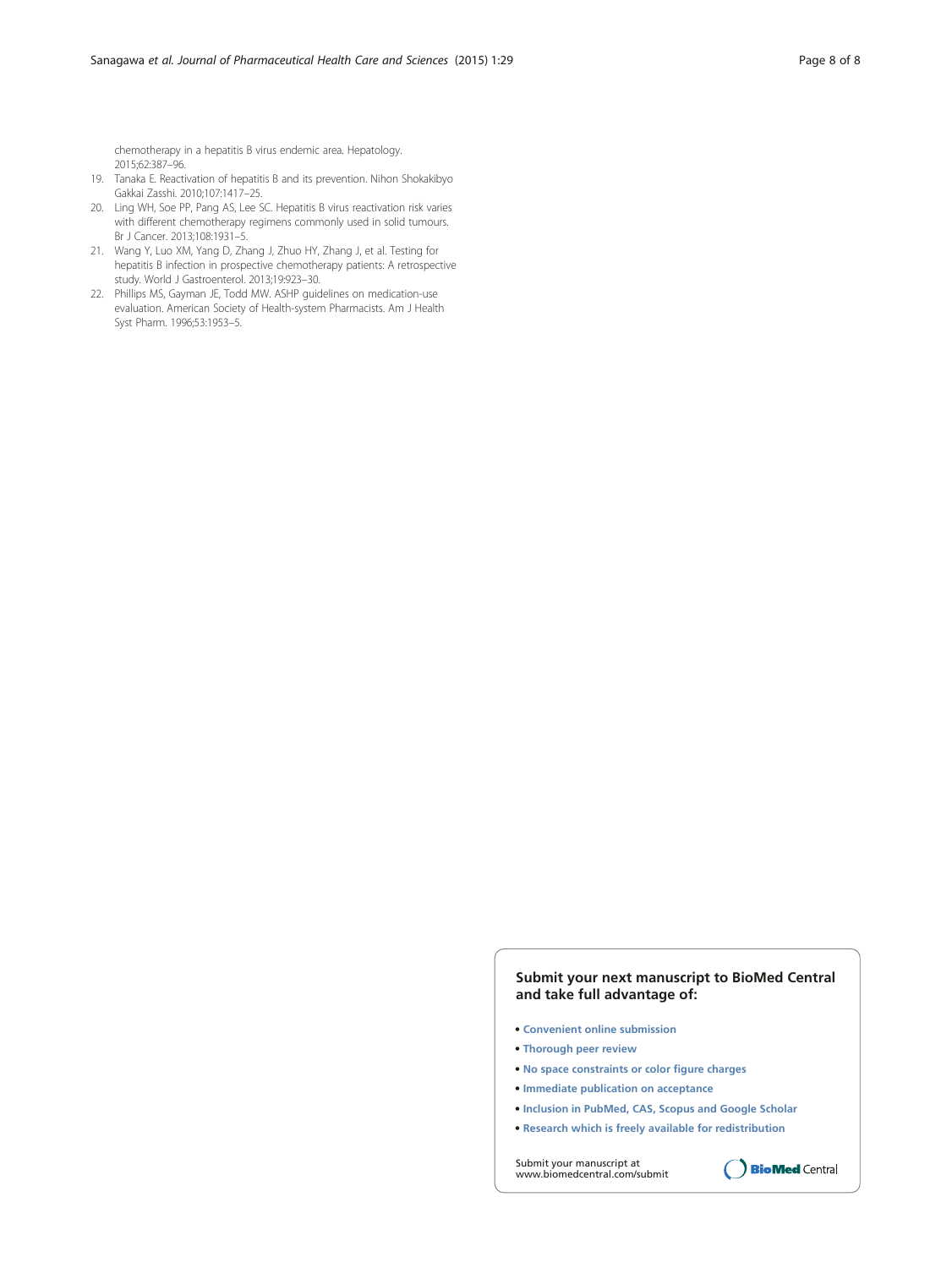chemotherapy in a hepatitis B virus endemic area. Hepatology. 2015;62:387–96.

19. Tanaka E. Reactivation of hepatitis B and its prevention. Nihon Shokakibyo Gakkai Zasshi. 2010;107:1417–25.
20. Ling WH, Soe PP, Pang AS, Lee SC. Hepatitis B virus reactivation risk varies with different chemotherapy regimens commonly used in solid tumours. Br J Cancer. 2013;108:1931–5.
21. Wang Y, Luo XM, Yang D, Zhang J, Zhuo HY, Zhang J, et al. Testing for hepatitis B infection in prospective chemotherapy patients: A retrospective study. World J Gastroenterol. 2013;19:923–30.
22. Phillips MS, Gayman JE, Todd MW. ASHP guidelines on medication-use evaluation. American Society of Health-system Pharmacists. Am J Health Syst Pharm. 1996;53:1953–5.

**Submit your next manuscript to BioMed Central and take full advantage of:**

- **Convenient online submission**
- **Thorough peer review**
- **No space constraints or color figure charges**
- **Immediate publication on acceptance**
- **Inclusion in PubMed, CAS, Scopus and Google Scholar**
- **Research which is freely available for redistribution**

Submit your manuscript at
www.biomedcentral.com/submit

BioMed Central